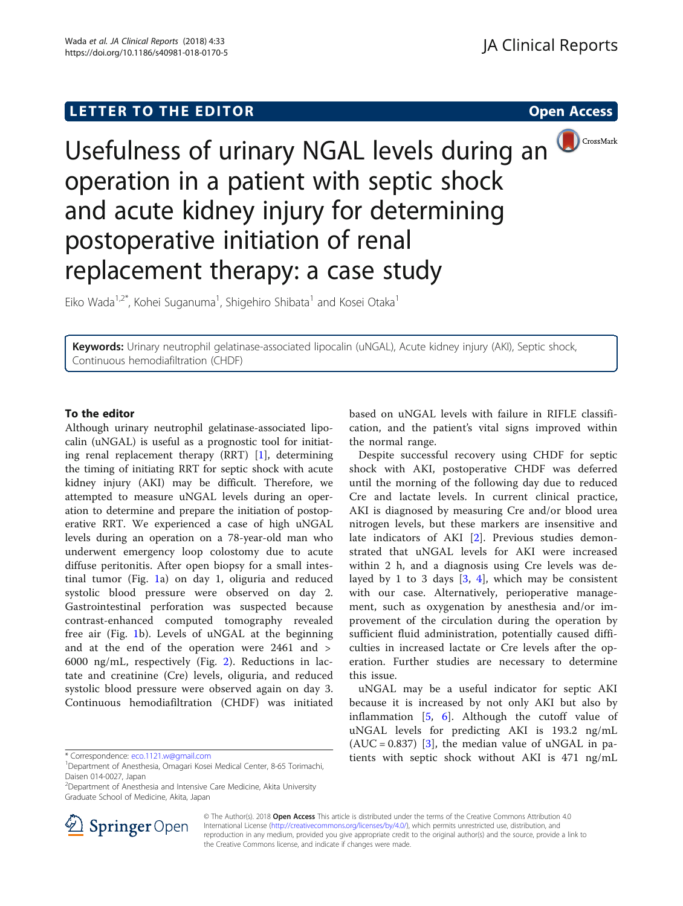LETTER TO THE EDITOR

Open Access

# Usefulness of urinary NGAL levels during an operation in a patient with septic shock and acute kidney injury for determining postoperative initiation of renal replacement therapy: a case study

Eiko Wada[1,2*], Kohei Suganuma[1], Shigehiro Shibata[1] and Kosei Otaka[1]

**Keywords:** Urinary neutrophil gelatinase-associated lipocalin (uNGAL), Acute kidney injury (AKI), Septic shock, Continuous hemodiafiltration (CHDF)

## To the editor

Although urinary neutrophil gelatinase-associated lipocalin (uNGAL) is useful as a prognostic tool for initiating renal replacement therapy (RRT) [1], determining the timing of initiating RRT for septic shock with acute kidney injury (AKI) may be difficult. Therefore, we attempted to measure uNGAL levels during an operation to determine and prepare the initiation of postoperative RRT. We experienced a case of high uNGAL levels during an operation on a 78-year-old man who underwent emergency loop colostomy due to acute diffuse peritonitis. After open biopsy for a small intestinal tumor (Fig. 1a) on day 1, oliguria and reduced systolic blood pressure were observed on day 2. Gastrointestinal perforation was suspected because contrast-enhanced computed tomography revealed free air (Fig. 1b). Levels of uNGAL at the beginning and at the end of the operation were 2461 and > 6000 ng/mL, respectively (Fig. 2). Reductions in lactate and creatinine (Cre) levels, oliguria, and reduced systolic blood pressure were observed again on day 3. Continuous hemodiafiltration (CHDF) was initiated based on uNGAL levels with failure in RIFLE classification, and the patient's vital signs improved within the normal range.

Despite successful recovery using CHDF for septic shock with AKI, postoperative CHDF was deferred until the morning of the following day due to reduced Cre and lactate levels. In current clinical practice, AKI is diagnosed by measuring Cre and/or blood urea nitrogen levels, but these markers are insensitive and late indicators of AKI [2]. Previous studies demonstrated that uNGAL levels for AKI were increased within 2 h, and a diagnosis using Cre levels was delayed by 1 to 3 days [3, 4], which may be consistent with our case. Alternatively, perioperative management, such as oxygenation by anesthesia and/or improvement of the circulation during the operation by sufficient fluid administration, potentially caused difficulties in increased lactate or Cre levels after the operation. Further studies are necessary to determine this issue.

uNGAL may be a useful indicator for septic AKI because it is increased by not only AKI but also by inflammation [5, 6]. Although the cutoff value of uNGAL levels for predicting AKI is 193.2 ng/mL (AUC = 0.837) [3], the median value of uNGAL in patients with septic shock without AKI is 471 ng/mL

\* Correspondence: eco.1121.w@gmail.com
[1]Department of Anesthesia, Omagari Kosei Medical Center, 8-65 Torimachi, Daisen 014-0027, Japan
[2]Department of Anesthesia and Intensive Care Medicine, Akita University Graduate School of Medicine, Akita, Japan

© The Author(s). 2018 **Open Access** This article is distributed under the terms of the Creative Commons Attribution 4.0 International License (http://creativecommons.org/licenses/by/4.0/), which permits unrestricted use, distribution, and reproduction in any medium, provided you give appropriate credit to the original author(s) and the source, provide a link to the Creative Commons license, and indicate if changes were made.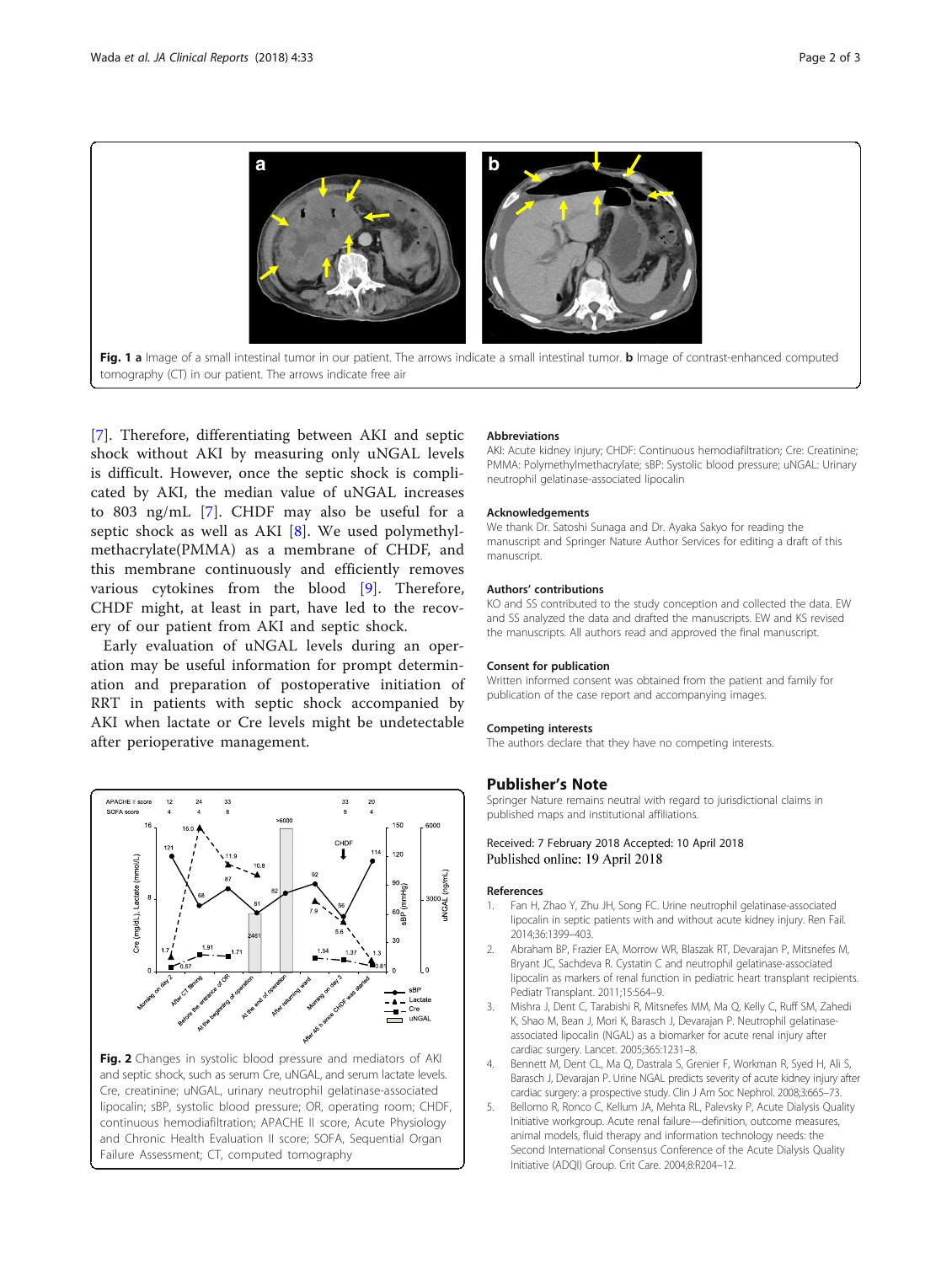**Fig. 1** **a** Image of a small intestinal tumor in our patient. The arrows indicate a small intestinal tumor. **b** Image of contrast-enhanced computed tomography (CT) in our patient. The arrows indicate free air

[7]. Therefore, differentiating between AKI and septic shock without AKI by measuring only uNGAL levels is difficult. However, once the septic shock is complicated by AKI, the median value of uNGAL increases to 803 ng/mL [7]. CHDF may also be useful for a septic shock as well as AKI [8]. We used polymethylmethacrylate(PMMA) as a membrane of CHDF, and this membrane continuously and efficiently removes various cytokines from the blood [9]. Therefore, CHDF might, at least in part, have led to the recovery of our patient from AKI and septic shock.

Early evaluation of uNGAL levels during an operation may be useful information for prompt determination and preparation of postoperative initiation of RRT in patients with septic shock accompanied by AKI when lactate or Cre levels might be undetectable after perioperative management.

**Fig. 2** Changes in systolic blood pressure and mediators of AKI and septic shock, such as serum Cre, uNGAL, and serum lactate levels. Cre, creatinine; uNGAL, urinary neutrophil gelatinase-associated lipocalin; sBP, systolic blood pressure; OR, operating room; CHDF, continuous hemodiafiltration; APACHE II score, Acute Physiology and Chronic Health Evaluation II score; SOFA, Sequential Organ Failure Assessment; CT, computed tomography

#### Abbreviations

AKI: Acute kidney injury; CHDF: Continuous hemodiafiltration; Cre: Creatinine; PMMA: Polymethylmethacrylate; sBP: Systolic blood pressure; uNGAL: Urinary neutrophil gelatinase-associated lipocalin

#### Acknowledgements

We thank Dr. Satoshi Sunaga and Dr. Ayaka Sakyo for reading the manuscript and Springer Nature Author Services for editing a draft of this manuscript.

#### Authors' contributions

KO and SS contributed to the study conception and collected the data. EW and SS analyzed the data and drafted the manuscripts. EW and KS revised the manuscripts. All authors read and approved the final manuscript.

#### Consent for publication

Written informed consent was obtained from the patient and family for publication of the case report and accompanying images.

#### Competing interests

The authors declare that they have no competing interests.

## Publisher's Note

Springer Nature remains neutral with regard to jurisdictional claims in published maps and institutional affiliations.

Received: 7 February 2018 Accepted: 10 April 2018
Published online: 19 April 2018

#### References

1. Fan H, Zhao Y, Zhu JH, Song FC. Urine neutrophil gelatinase-associated lipocalin in septic patients with and without acute kidney injury. Ren Fail. 2014;36:1399–403.
2. Abraham BP, Frazier EA, Morrow WR, Blaszak RT, Devarajan P, Mitsnefes M, Bryant JC, Sachdeva R. Cystatin C and neutrophil gelatinase-associated lipocalin as markers of renal function in pediatric heart transplant recipients. Pediatr Transplant. 2011;15:564–9.
3. Mishra J, Dent C, Tarabishi R, Mitsnefes MM, Ma Q, Kelly C, Ruff SM, Zahedi K, Shao M, Bean J, Mori K, Barasch J, Devarajan P. Neutrophil gelatinase-associated lipocalin (NGAL) as a biomarker for acute renal injury after cardiac surgery. Lancet. 2005;365:1231–8.
4. Bennett M, Dent CL, Ma Q, Dastrala S, Grenier F, Workman R, Syed H, Ali S, Barasch J, Devarajan P. Urine NGAL predicts severity of acute kidney injury after cardiac surgery: a prospective study. Clin J Am Soc Nephrol. 2008;3:665–73.
5. Bellomo R, Ronco C, Kellum JA, Mehta RL, Palevsky P, Acute Dialysis Quality Initiative workgroup. Acute renal failure—definition, outcome measures, animal models, fluid therapy and information technology needs: the Second International Consensus Conference of the Acute Dialysis Quality Initiative (ADQI) Group. Crit Care. 2004;8:R204–12.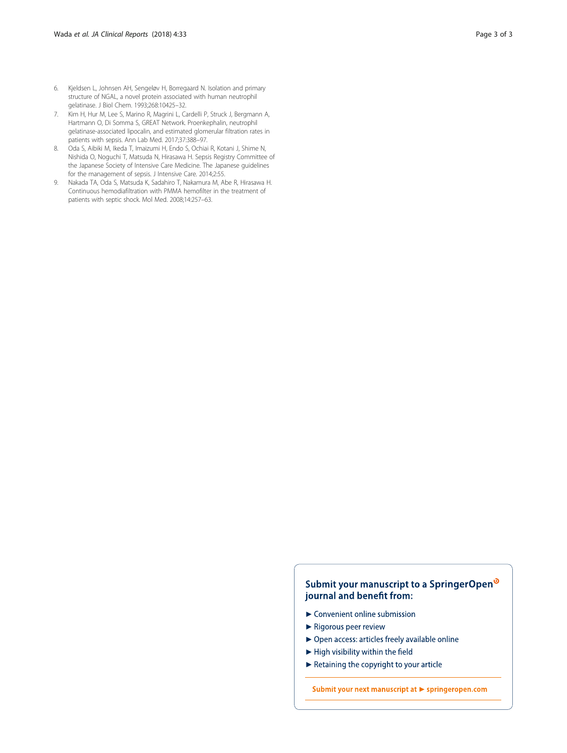6. Kjeldsen L, Johnsen AH, Sengeløv H, Borregaard N. Isolation and primary structure of NGAL, a novel protein associated with human neutrophil gelatinase. J Biol Chem. 1993;268:10425–32.
7. Kim H, Hur M, Lee S, Marino R, Magrini L, Cardelli P, Struck J, Bergmann A, Hartmann O, Di Somma S, GREAT Network. Proenkephalin, neutrophil gelatinase-associated lipocalin, and estimated glomerular filtration rates in patients with sepsis. Ann Lab Med. 2017;37:388–97.
8. Oda S, Aibiki M, Ikeda T, Imaizumi H, Endo S, Ochiai R, Kotani J, Shime N, Nishida O, Noguchi T, Matsuda N, Hirasawa H. Sepsis Registry Committee of the Japanese Society of Intensive Care Medicine. The Japanese guidelines for the management of sepsis. J Intensive Care. 2014;2:55.
9. Nakada TA, Oda S, Matsuda K, Sadahiro T, Nakamura M, Abe R, Hirasawa H. Continuous hemodiafiltration with PMMA hemofilter in the treatment of patients with septic shock. Mol Med. 2008;14:257–63.

**Submit your manuscript to a SpringerOpen journal and benefit from:**

- ► Convenient online submission
- ► Rigorous peer review
- ► Open access: articles freely available online
- ► High visibility within the field
- ► Retaining the copyright to your article

**Submit your next manuscript at ► springeropen.com**